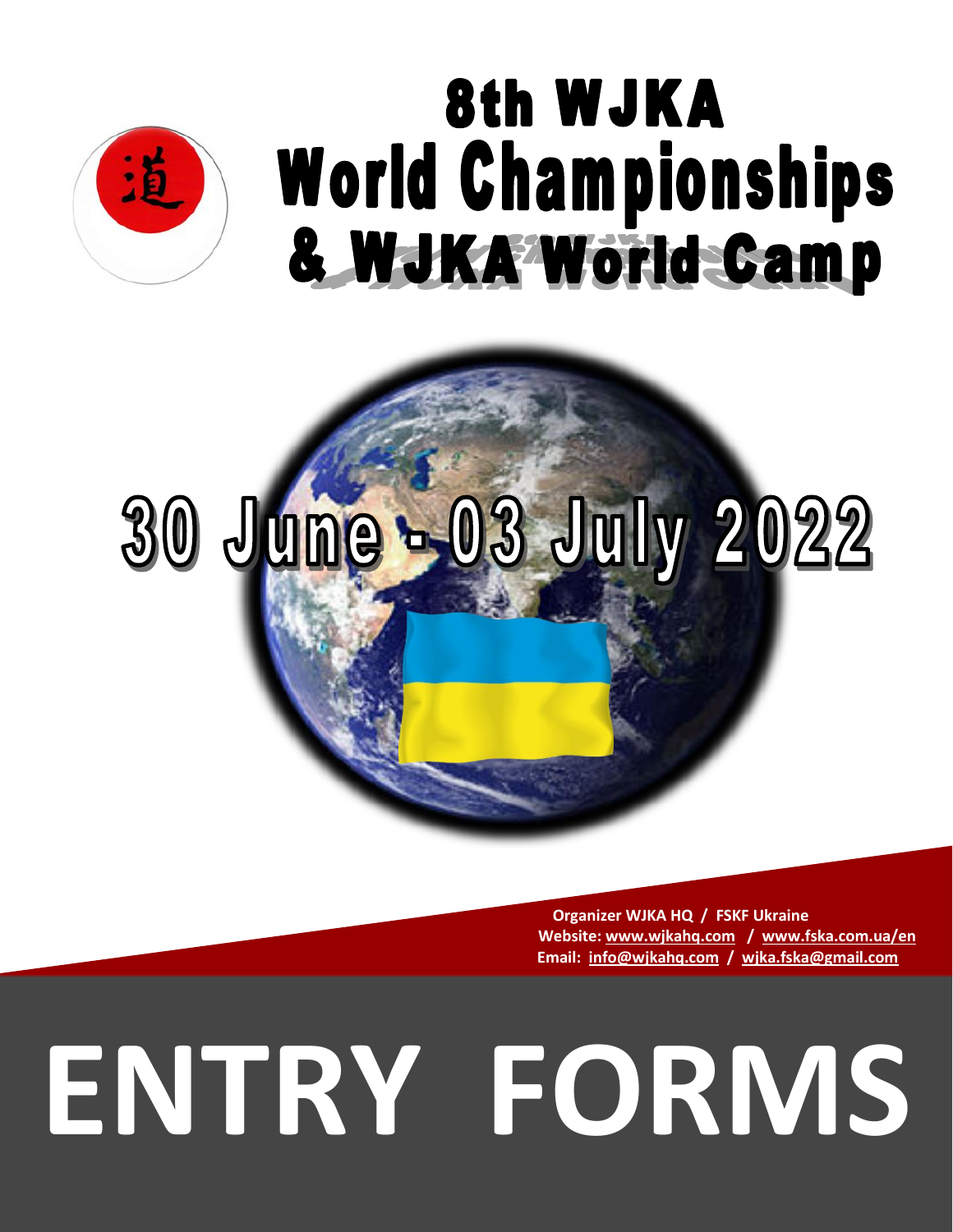# 8th WJKA World Championships & WJKA World Camp

## 30 June - 03 July 2022

**Organizer WJKA HQ / FSKF Ukraine**
**Website: www.wjkahq.com / www.fska.com.ua/en**
**Email: info@wjkahq.com / wjka.fska@gmail.com**

# ENTRY FORMS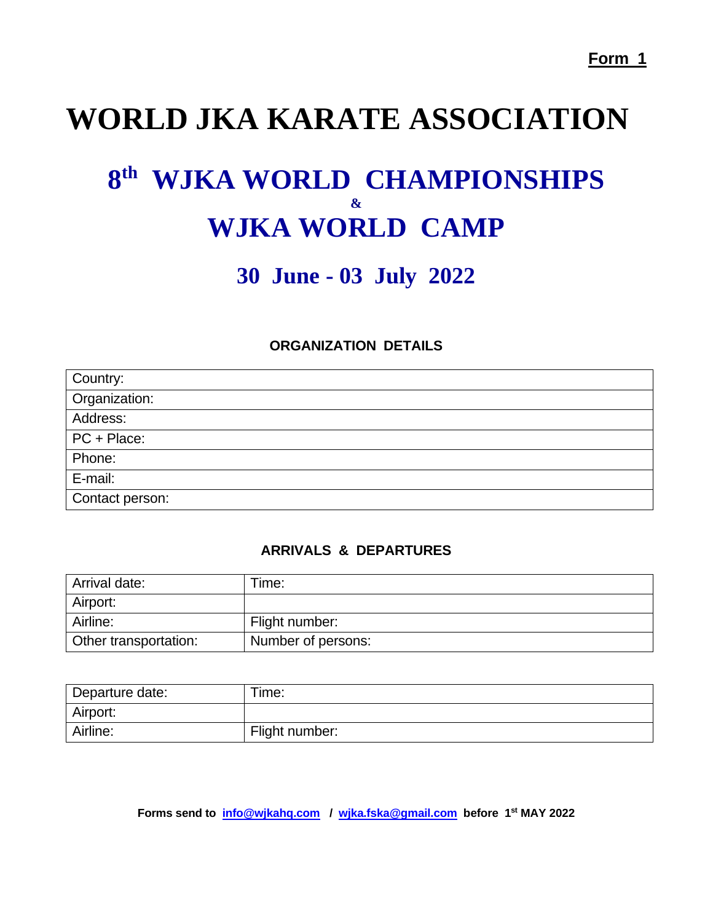**Form 1**

# WORLD JKA KARATE ASSOCIATION

## 8th WJKA WORLD CHAMPIONSHIPS
## &
## WJKA WORLD CAMP

## 30 June - 03 July 2022

### ORGANIZATION DETAILS

| Country: |
|---|
| Organization: |
| Address: |
| PC + Place: |
| Phone: |
| E-mail: |
| Contact person: |

### ARRIVALS & DEPARTURES

| Arrival date: | Time: |
|---|---|
| Airport: | |
| Airline: | Flight number: |
| Other transportation: | Number of persons: |

| Departure date: | Time: |
|---|---|
| Airport: | |
| Airline: | Flight number: |

**Forms send to info@wjkahq.com / wjka.fska@gmail.com before 1st MAY 2022**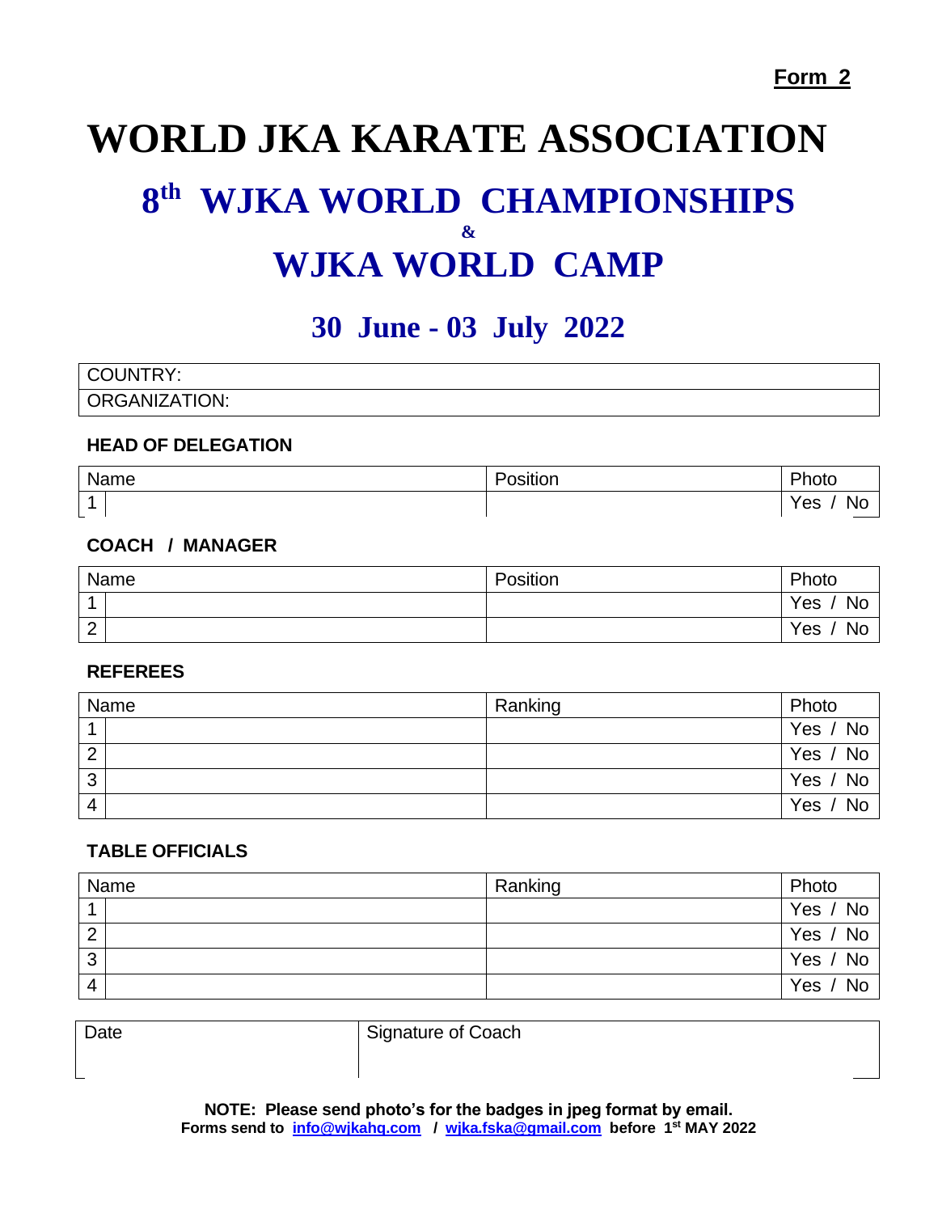**Form 2**

# WORLD JKA KARATE ASSOCIATION

## 8th WJKA WORLD CHAMPIONSHIPS

**&**

## WJKA WORLD CAMP

## 30 June - 03 July 2022

| COUNTRY: |
|---|
| ORGANIZATION: |

### HEAD OF DELEGATION

| | Name | Position | Photo |
|---|---|---|---|
| 1 | | | Yes / No |

### COACH / MANAGER

| | Name | Position | Photo |
|---|---|---|---|
| 1 | | | Yes / No |
| 2 | | | Yes / No |

### REFEREES

| | Name | Ranking | Photo |
|---|---|---|---|
| 1 | | | Yes / No |
| 2 | | | Yes / No |
| 3 | | | Yes / No |
| 4 | | | Yes / No |

### TABLE OFFICIALS

| | Name | Ranking | Photo |
|---|---|---|---|
| 1 | | | Yes / No |
| 2 | | | Yes / No |
| 3 | | | Yes / No |
| 4 | | | Yes / No |

| Date | Signature of Coach |
|---|---|
| | |

**NOTE: Please send photo's for the badges in jpeg format by email.**
**Forms send to [info@wjkahq.com](mailto:info@wjkahq.com) / [wjka.fska@gmail.com](mailto:wjka.fska@gmail.com) before 1st MAY 2022**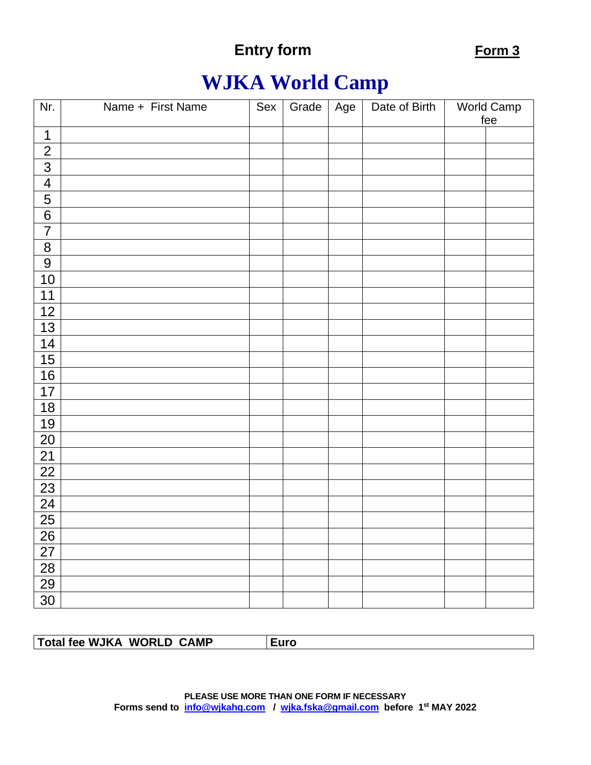**Entry form** **Form 3**

# WJKA World Camp

| Nr. | Name + First Name | Sex | Grade | Age | Date of Birth | World Camp fee | |
|---|---|---|---|---|---|---|---|
| 1 | | | | | | | |
| 2 | | | | | | | |
| 3 | | | | | | | |
| 4 | | | | | | | |
| 5 | | | | | | | |
| 6 | | | | | | | |
| 7 | | | | | | | |
| 8 | | | | | | | |
| 9 | | | | | | | |
| 10 | | | | | | | |
| 11 | | | | | | | |
| 12 | | | | | | | |
| 13 | | | | | | | |
| 14 | | | | | | | |
| 15 | | | | | | | |
| 16 | | | | | | | |
| 17 | | | | | | | |
| 18 | | | | | | | |
| 19 | | | | | | | |
| 20 | | | | | | | |
| 21 | | | | | | | |
| 22 | | | | | | | |
| 23 | | | | | | | |
| 24 | | | | | | | |
| 25 | | | | | | | |
| 26 | | | | | | | |
| 27 | | | | | | | |
| 28 | | | | | | | |
| 29 | | | | | | | |
| 30 | | | | | | | |

| **Total fee WJKA WORLD CAMP** | **Euro** |
|---|---|

**PLEASE USE MORE THAN ONE FORM IF NECESSARY**
**Forms send to info@wjkahq.com / wjka.fska@gmail.com before 1st MAY 2022**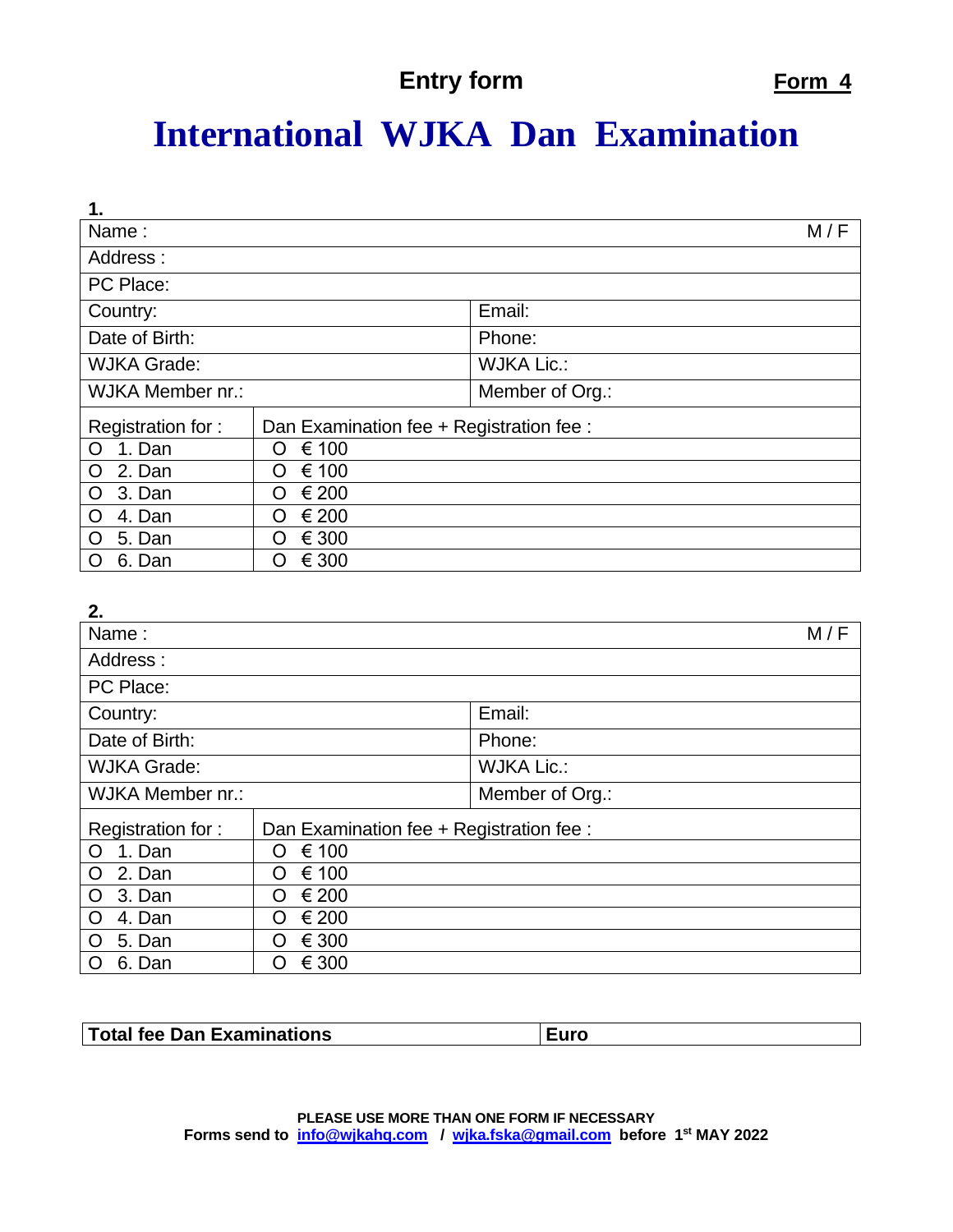**Entry form** **Form 4**

# International WJKA Dan Examination

**1.**

| Name : | M / F |
|---|---|
| Address : | |
| PC Place: | |
| Country: | Email: |
| Date of Birth: | Phone: |
| WJKA Grade: | WJKA Lic.: |
| WJKA Member nr.: | Member of Org.: |

| Registration for : | Dan Examination fee + Registration fee : |
|---|---|
| O 1. Dan | O € 100 |
| O 2. Dan | O € 100 |
| O 3. Dan | O € 200 |
| O 4. Dan | O € 200 |
| O 5. Dan | O € 300 |
| O 6. Dan | O € 300 |

**2.**

| Name : | M / F |
|---|---|
| Address : | |
| PC Place: | |
| Country: | Email: |
| Date of Birth: | Phone: |
| WJKA Grade: | WJKA Lic.: |
| WJKA Member nr.: | Member of Org.: |

| Registration for : | Dan Examination fee + Registration fee : |
|---|---|
| O 1. Dan | O € 100 |
| O 2. Dan | O € 100 |
| O 3. Dan | O € 200 |
| O 4. Dan | O € 200 |
| O 5. Dan | O € 300 |
| O 6. Dan | O € 300 |

| **Total fee Dan Examinations** | **Euro** |
|---|---|

**PLEASE USE MORE THAN ONE FORM IF NECESSARY**
**Forms send to info@wjkahq.com / wjka.fska@gmail.com before 1st MAY 2022**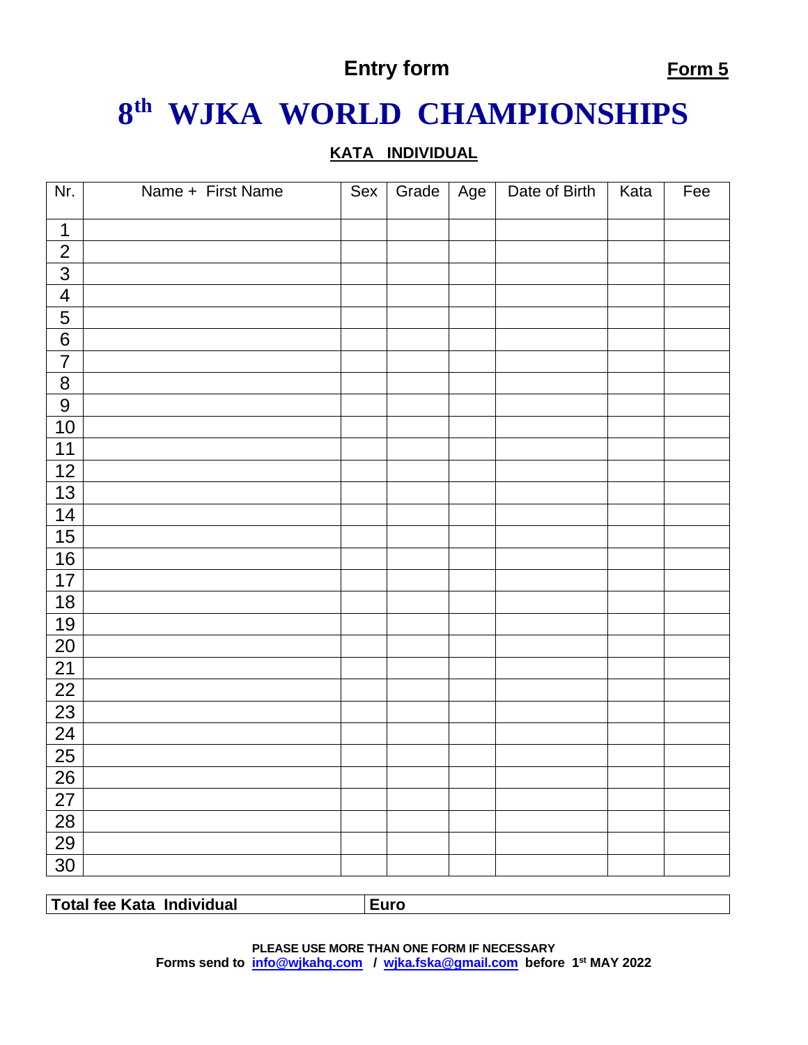**Entry form** **Form 5**

# 8th WJKA WORLD CHAMPIONSHIPS

**KATA INDIVIDUAL**

| Nr. | Name + First Name | Sex | Grade | Age | Date of Birth | Kata | Fee |
|---|---|---|---|---|---|---|---|
| 1 | | | | | | | |
| 2 | | | | | | | |
| 3 | | | | | | | |
| 4 | | | | | | | |
| 5 | | | | | | | |
| 6 | | | | | | | |
| 7 | | | | | | | |
| 8 | | | | | | | |
| 9 | | | | | | | |
| 10 | | | | | | | |
| 11 | | | | | | | |
| 12 | | | | | | | |
| 13 | | | | | | | |
| 14 | | | | | | | |
| 15 | | | | | | | |
| 16 | | | | | | | |
| 17 | | | | | | | |
| 18 | | | | | | | |
| 19 | | | | | | | |
| 20 | | | | | | | |
| 21 | | | | | | | |
| 22 | | | | | | | |
| 23 | | | | | | | |
| 24 | | | | | | | |
| 25 | | | | | | | |
| 26 | | | | | | | |
| 27 | | | | | | | |
| 28 | | | | | | | |
| 29 | | | | | | | |
| 30 | | | | | | | |

| **Total fee Kata Individual** | **Euro** |
|---|---|

**PLEASE USE MORE THAN ONE FORM IF NECESSARY**
**Forms send to info@wjkahq.com / wjka.fska@gmail.com before 1st MAY 2022**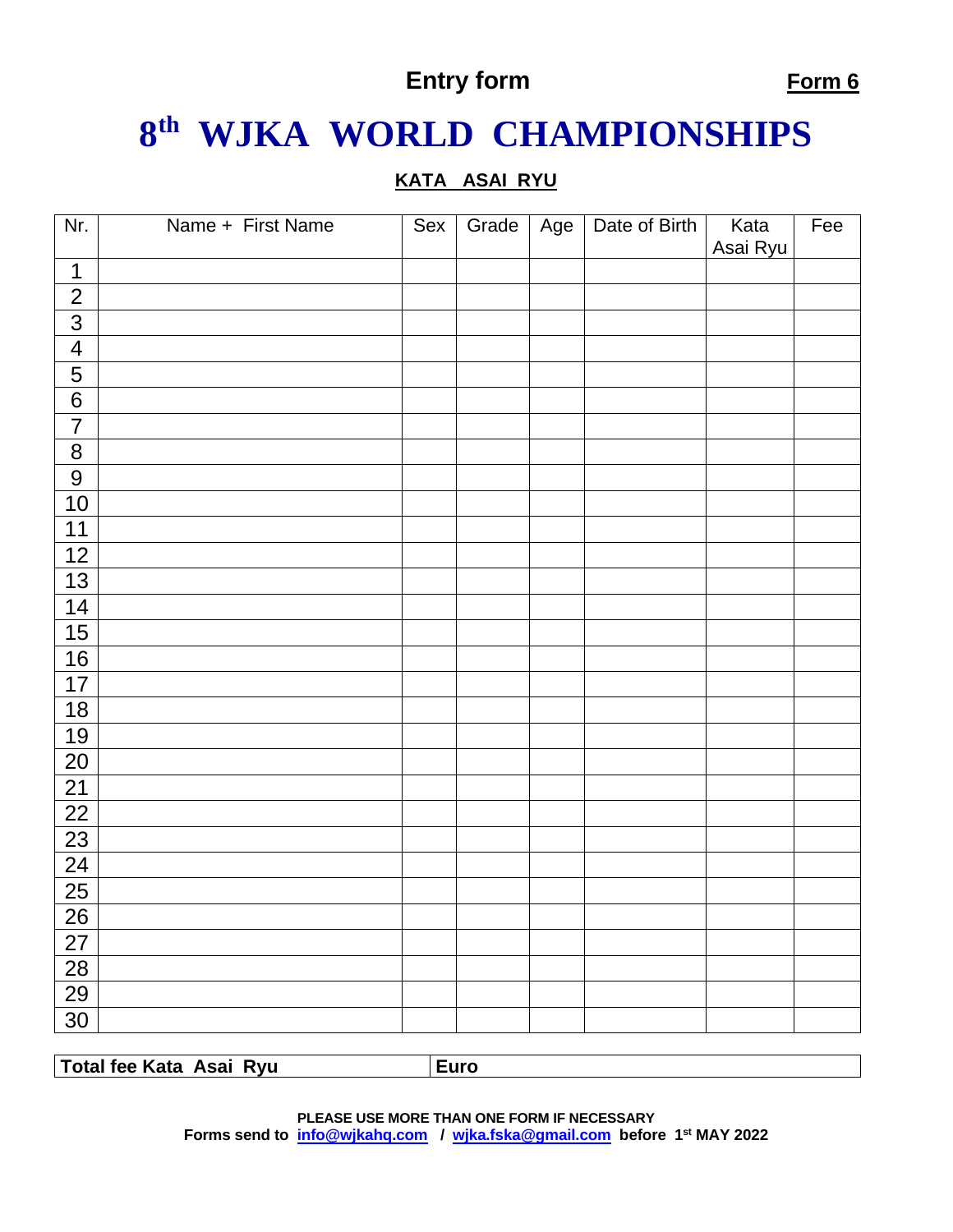**Entry form** **Form 6**

# 8th WJKA WORLD CHAMPIONSHIPS

**KATA ASAI RYU**

| Nr. | Name + First Name | Sex | Grade | Age | Date of Birth | Kata Asai Ryu | Fee |
|---|---|---|---|---|---|---|---|
| 1 | | | | | | | |
| 2 | | | | | | | |
| 3 | | | | | | | |
| 4 | | | | | | | |
| 5 | | | | | | | |
| 6 | | | | | | | |
| 7 | | | | | | | |
| 8 | | | | | | | |
| 9 | | | | | | | |
| 10 | | | | | | | |
| 11 | | | | | | | |
| 12 | | | | | | | |
| 13 | | | | | | | |
| 14 | | | | | | | |
| 15 | | | | | | | |
| 16 | | | | | | | |
| 17 | | | | | | | |
| 18 | | | | | | | |
| 19 | | | | | | | |
| 20 | | | | | | | |
| 21 | | | | | | | |
| 22 | | | | | | | |
| 23 | | | | | | | |
| 24 | | | | | | | |
| 25 | | | | | | | |
| 26 | | | | | | | |
| 27 | | | | | | | |
| 28 | | | | | | | |
| 29 | | | | | | | |
| 30 | | | | | | | |

| **Total fee Kata Asai Ryu** | **Euro** |
|---|---|

**PLEASE USE MORE THAN ONE FORM IF NECESSARY**
**Forms send to info@wjkahq.com / wjka.fska@gmail.com before 1st MAY 2022**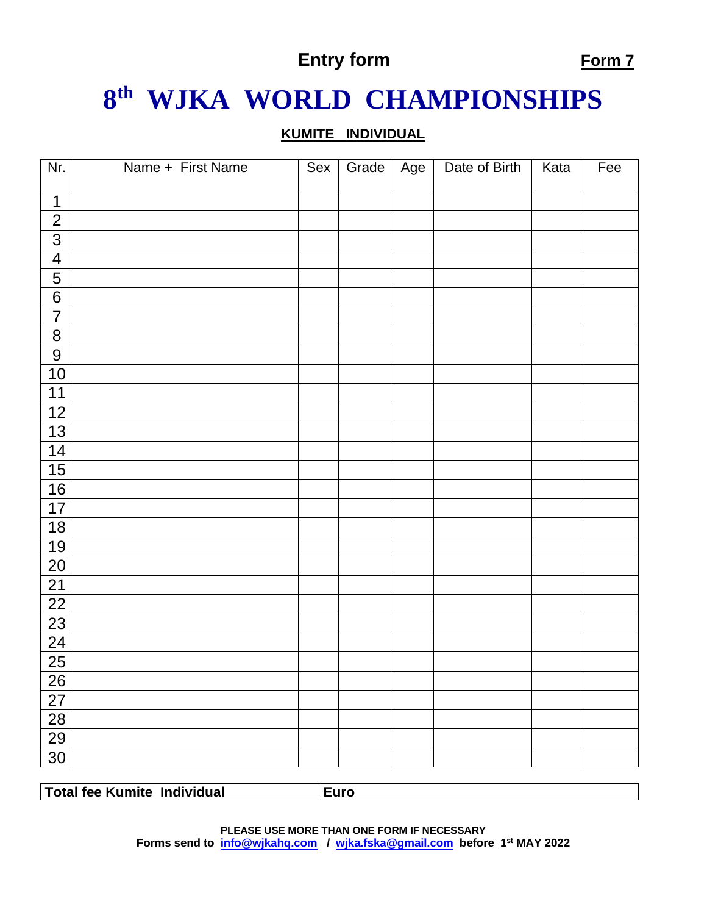**Entry form** **Form 7**

# $8^{th}$ WJKA WORLD CHAMPIONSHIPS

**KUMITE INDIVIDUAL**

| Nr. | Name + First Name | Sex | Grade | Age | Date of Birth | Kata | Fee |
|---|---|---|---|---|---|---|---|
| 1 | | | | | | | |
| 2 | | | | | | | |
| 3 | | | | | | | |
| 4 | | | | | | | |
| 5 | | | | | | | |
| 6 | | | | | | | |
| 7 | | | | | | | |
| 8 | | | | | | | |
| 9 | | | | | | | |
| 10 | | | | | | | |
| 11 | | | | | | | |
| 12 | | | | | | | |
| 13 | | | | | | | |
| 14 | | | | | | | |
| 15 | | | | | | | |
| 16 | | | | | | | |
| 17 | | | | | | | |
| 18 | | | | | | | |
| 19 | | | | | | | |
| 20 | | | | | | | |
| 21 | | | | | | | |
| 22 | | | | | | | |
| 23 | | | | | | | |
| 24 | | | | | | | |
| 25 | | | | | | | |
| 26 | | | | | | | |
| 27 | | | | | | | |
| 28 | | | | | | | |
| 29 | | | | | | | |
| 30 | | | | | | | |

| **Total fee Kumite Individual** | **Euro** |
|---|---|

**PLEASE USE MORE THAN ONE FORM IF NECESSARY**
**Forms send to info@wjkahq.com / wjka.fska@gmail.com before $1^{st}$ MAY 2022**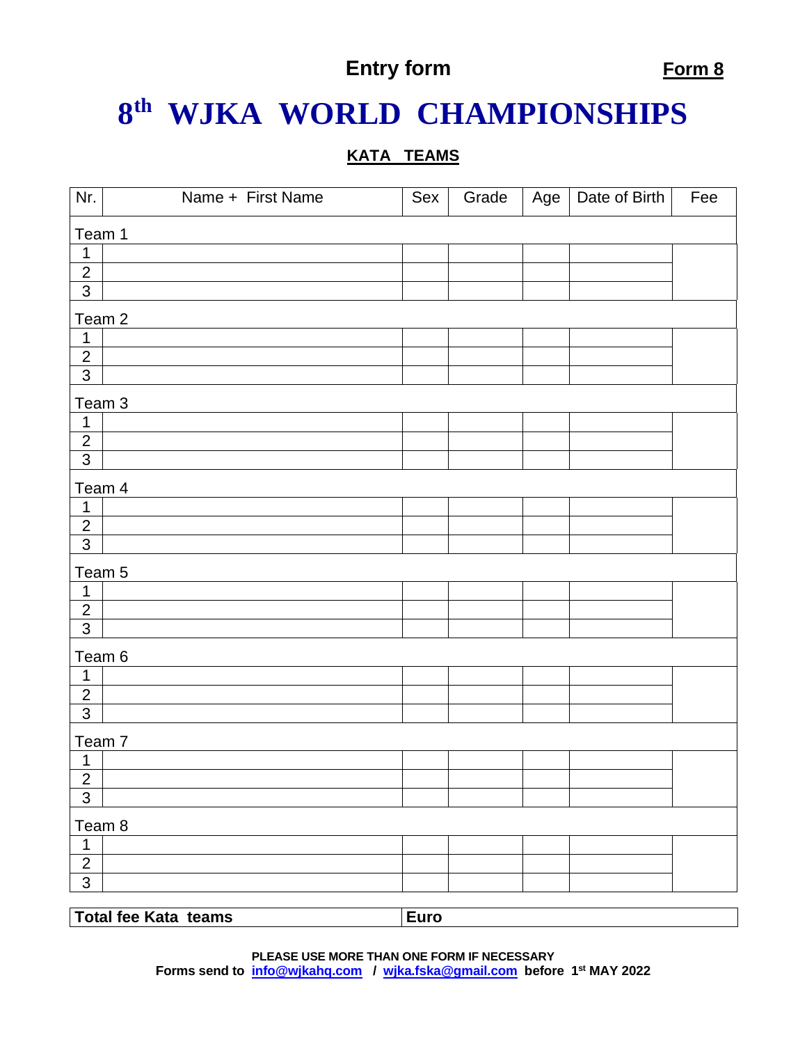**Entry form** **Form 8**

# 8th WJKA WORLD CHAMPIONSHIPS

## KATA TEAMS

| Nr. | Name + First Name | Sex | Grade | Age | Date of Birth | Fee |
|---|---|---|---|---|---|---|
| Team 1 | | | | | | |
| 1 | | | | | | |
| 2 | | | | | | |
| 3 | | | | | | |
| Team 2 | | | | | | |
| 1 | | | | | | |
| 2 | | | | | | |
| 3 | | | | | | |
| Team 3 | | | | | | |
| 1 | | | | | | |
| 2 | | | | | | |
| 3 | | | | | | |
| Team 4 | | | | | | |
| 1 | | | | | | |
| 2 | | | | | | |
| 3 | | | | | | |
| Team 5 | | | | | | |
| 1 | | | | | | |
| 2 | | | | | | |
| 3 | | | | | | |
| Team 6 | | | | | | |
| 1 | | | | | | |
| 2 | | | | | | |
| 3 | | | | | | |
| Team 7 | | | | | | |
| 1 | | | | | | |
| 2 | | | | | | |
| 3 | | | | | | |
| Team 8 | | | | | | |
| 1 | | | | | | |
| 2 | | | | | | |
| 3 | | | | | | |

| **Total fee Kata teams** | **Euro** |
|---|---|

**PLEASE USE MORE THAN ONE FORM IF NECESSARY**
**Forms send to info@wjkahq.com / wjka.fska@gmail.com before 1st MAY 2022**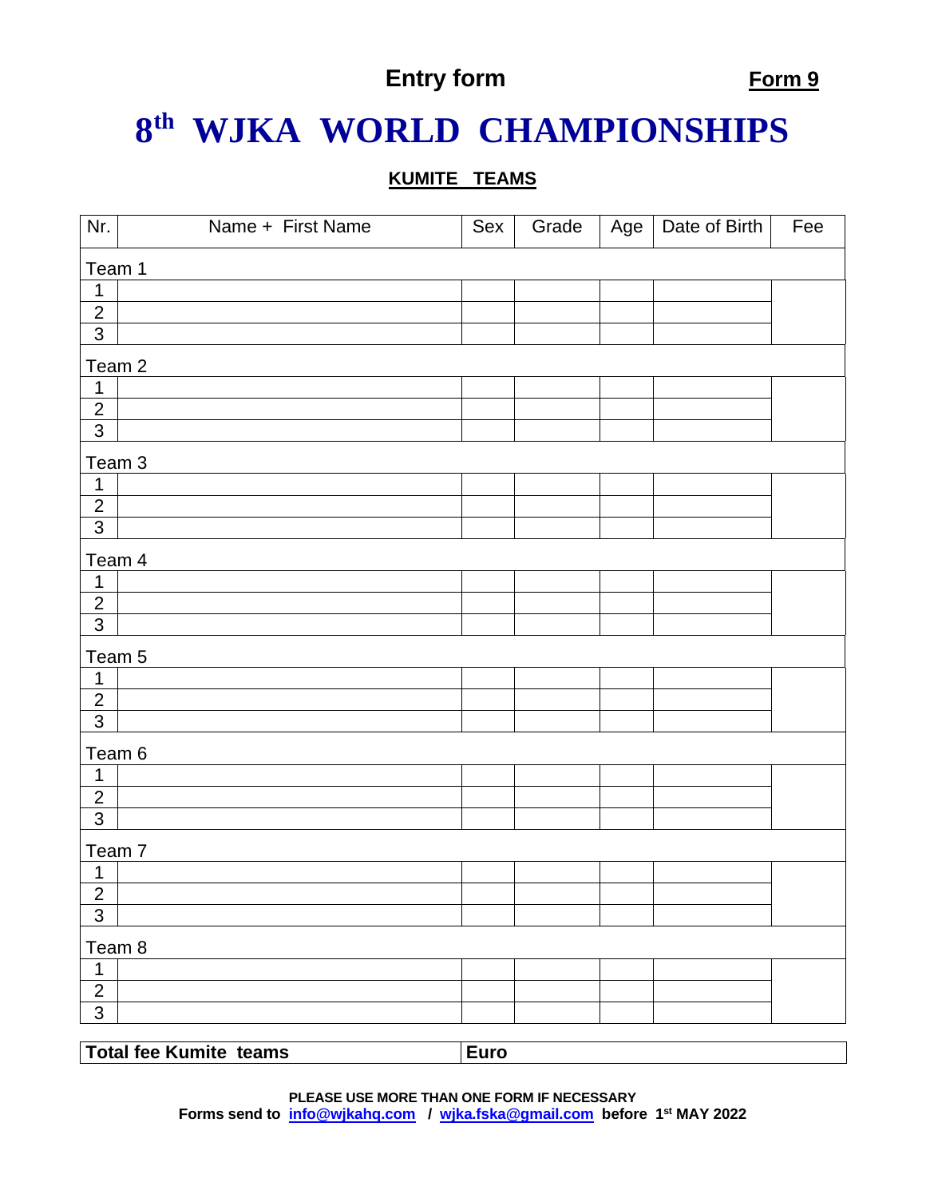**Entry form** **Form 9**

# 8th WJKA WORLD CHAMPIONSHIPS

## KUMITE TEAMS

| Nr. | Name + First Name | Sex | Grade | Age | Date of Birth | Fee |
|---|---|---|---|---|---|---|
| Team 1 | | | | | | |
| 1 | | | | | | |
| 2 | | | | | | |
| 3 | | | | | | |
| Team 2 | | | | | | |
| 1 | | | | | | |
| 2 | | | | | | |
| 3 | | | | | | |
| Team 3 | | | | | | |
| 1 | | | | | | |
| 2 | | | | | | |
| 3 | | | | | | |
| Team 4 | | | | | | |
| 1 | | | | | | |
| 2 | | | | | | |
| 3 | | | | | | |
| Team 5 | | | | | | |
| 1 | | | | | | |
| 2 | | | | | | |
| 3 | | | | | | |
| Team 6 | | | | | | |
| 1 | | | | | | |
| 2 | | | | | | |
| 3 | | | | | | |
| Team 7 | | | | | | |
| 1 | | | | | | |
| 2 | | | | | | |
| 3 | | | | | | |
| Team 8 | | | | | | |
| 1 | | | | | | |
| 2 | | | | | | |
| 3 | | | | | | |

| **Total fee Kumite teams** | **Euro** |
|---|---|

**PLEASE USE MORE THAN ONE FORM IF NECESSARY**
**Forms send to info@wjkahq.com / wjka.fska@gmail.com before 1st MAY 2022**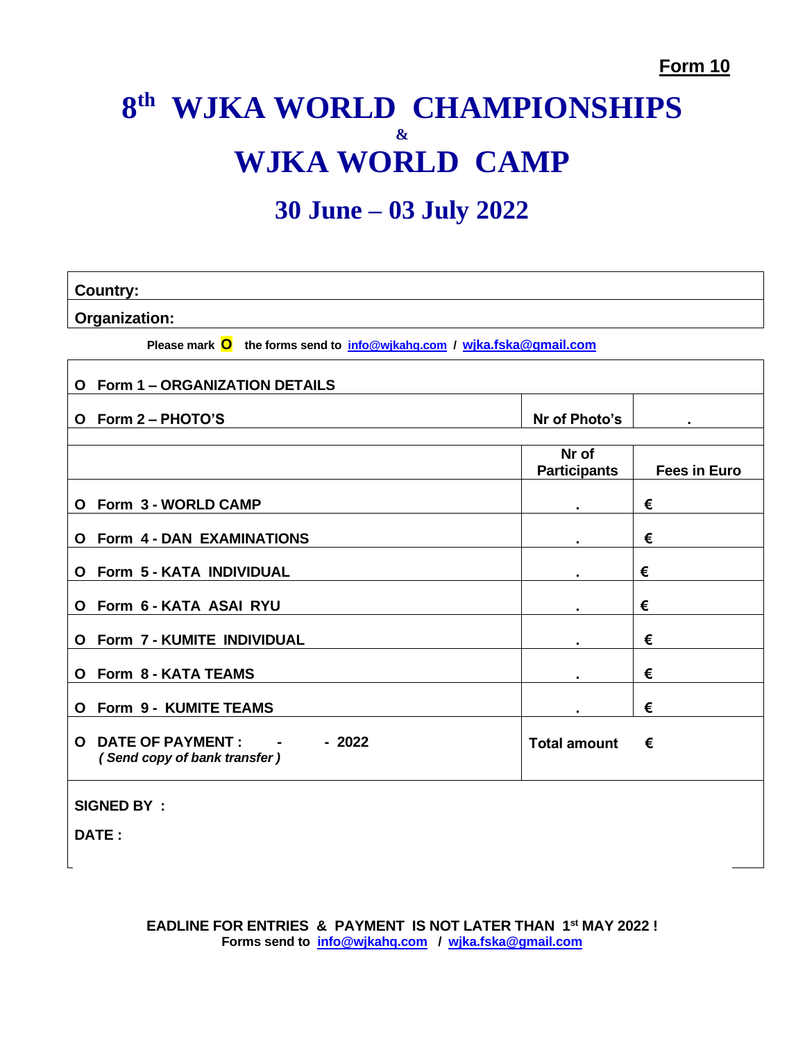**Form 10**

# 8th WJKA WORLD CHAMPIONSHIPS
## &
# WJKA WORLD CAMP

## 30 June – 03 July 2022

| | |
|---|---|
| **Country:** | |
| **Organization:** | |

**Please mark O the forms send to info@wjkahq.com / wjka.fska@gmail.com**

| | | |
|---|---|---|
| **O Form 1 – ORGANIZATION DETAILS** | | |
| **O Form 2 – PHOTO'S** | **Nr of Photo's** | . |
| | | |
| | **Nr of Participants** | **Fees in Euro** |
| **O Form 3 - WORLD CAMP** | . | € |
| **O Form 4 - DAN EXAMINATIONS** | . | € |
| **O Form 5 - KATA INDIVIDUAL** | . | € |
| **O Form 6 - KATA ASAI RYU** | . | € |
| **O Form 7 - KUMITE INDIVIDUAL** | . | € |
| **O Form 8 - KATA TEAMS** | . | € |
| **O Form 9 - KUMITE TEAMS** | . | € |
| **O DATE OF PAYMENT : - - 2022** *( Send copy of bank transfer )* | **Total amount** | € |

**SIGNED BY :**

**DATE :**

**EADLINE FOR ENTRIES & PAYMENT IS NOT LATER THAN 1st MAY 2022 !**
**Forms send to info@wjkahq.com / wjka.fska@gmail.com**